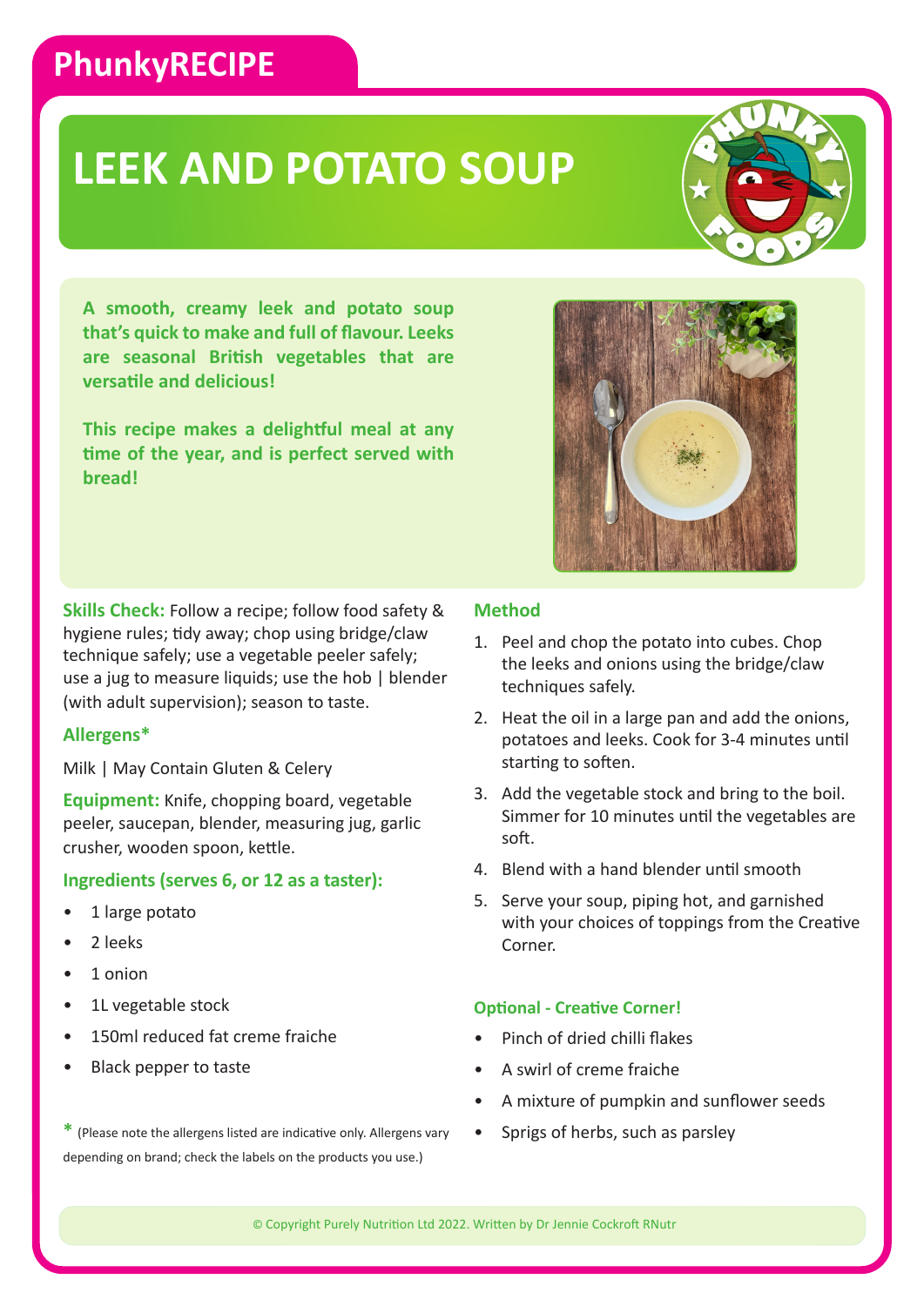PhunkyRECIPE

# LEEK AND POTATO SOUP

**A smooth, creamy leek and potato soup that's quick to make and full of flavour. Leeks are seasonal British vegetables that are versatile and delicious!**

**This recipe makes a delightful meal at any time of the year, and is perfect served with bread!**

**Skills Check:** Follow a recipe; follow food safety & hygiene rules; tidy away; chop using bridge/claw technique safely; use a vegetable peeler safely; use a jug to measure liquids; use the hob | blender (with adult supervision); season to taste.

### Allergens*

Milk | May Contain Gluten & Celery

**Equipment:** Knife, chopping board, vegetable peeler, saucepan, blender, measuring jug, garlic crusher, wooden spoon, kettle.

### Ingredients (serves 6, or 12 as a taster):

- 1 large potato
- 2 leeks
- 1 onion
- 1L vegetable stock
- 150ml reduced fat creme fraiche
- Black pepper to taste

* (Please note the allergens listed are indicative only. Allergens vary depending on brand; check the labels on the products you use.)

### Method

1. Peel and chop the potato into cubes. Chop the leeks and onions using the bridge/claw techniques safely.
2. Heat the oil in a large pan and add the onions, potatoes and leeks. Cook for 3-4 minutes until starting to soften.
3. Add the vegetable stock and bring to the boil. Simmer for 10 minutes until the vegetables are soft.
4. Blend with a hand blender until smooth
5. Serve your soup, piping hot, and garnished with your choices of toppings from the Creative Corner.

### Optional - Creative Corner!

- Pinch of dried chilli flakes
- A swirl of creme fraiche
- A mixture of pumpkin and sunflower seeds
- Sprigs of herbs, such as parsley

© Copyright Purely Nutrition Ltd 2022. Written by Dr Jennie Cockroft RNutr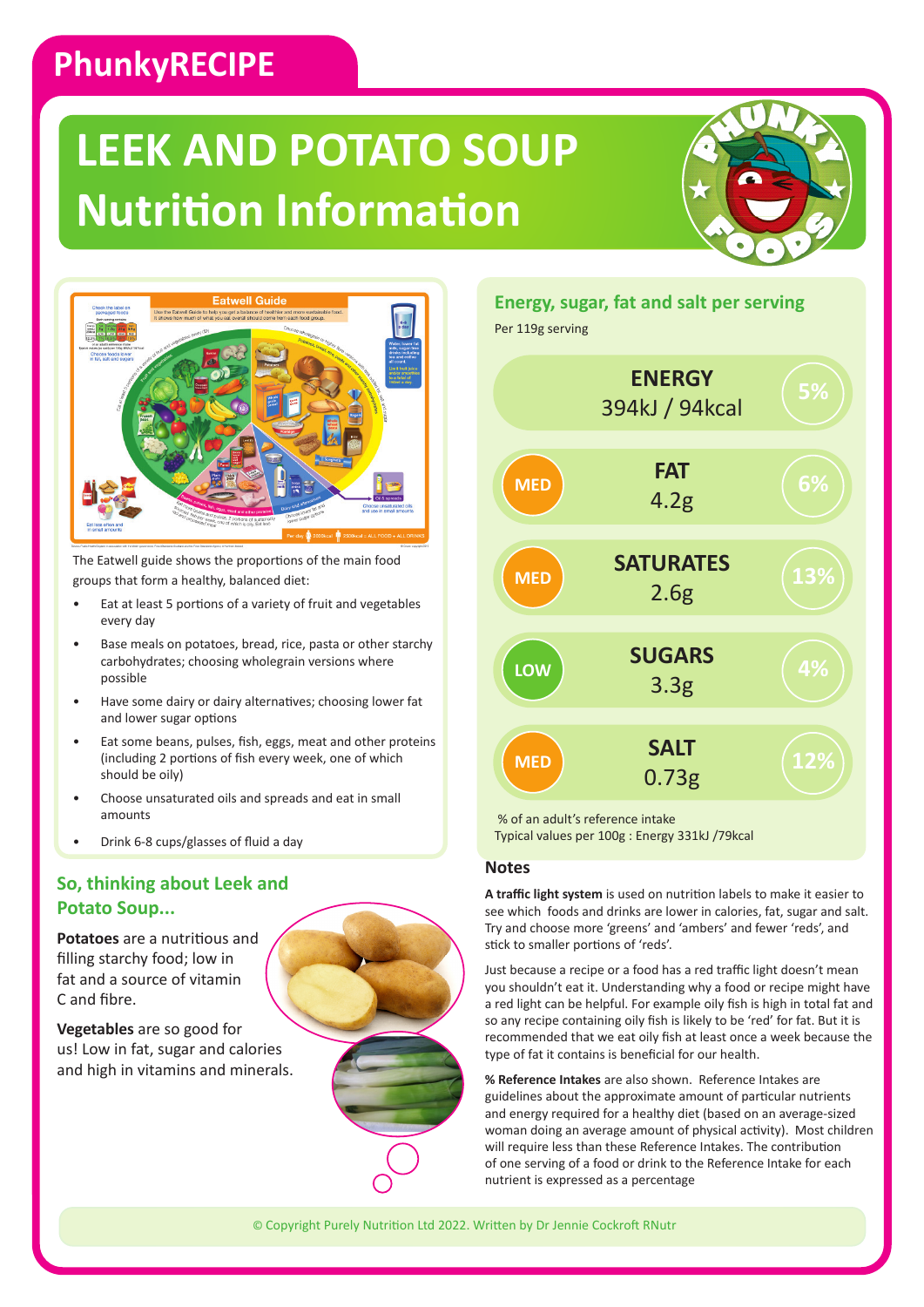PhunkyRECIPE

# LEEK AND POTATO SOUP Nutrition Information

The Eatwell guide shows the proportions of the main food groups that form a healthy, balanced diet:

- Eat at least 5 portions of a variety of fruit and vegetables every day
- Base meals on potatoes, bread, rice, pasta or other starchy carbohydrates; choosing wholegrain versions where possible
- Have some dairy or dairy alternatives; choosing lower fat and lower sugar options
- Eat some beans, pulses, fish, eggs, meat and other proteins (including 2 portions of fish every week, one of which should be oily)
- Choose unsaturated oils and spreads and eat in small amounts
- Drink 6-8 cups/glasses of fluid a day

## So, thinking about Leek and Potato Soup...

**Potatoes** are a nutritious and filling starchy food; low in fat and a source of vitamin C and fibre.

**Vegetables** are so good for us! Low in fat, sugar and calories and high in vitamins and minerals.

## Energy, sugar, fat and salt per serving

Per 119g serving

| | Nutrient | Amount | % RI |
|---|---|---|---|
| | ENERGY | 394kJ / 94kcal | 5% |
| MED | FAT | 4.2g | 6% |
| MED | SATURATES | 2.6g | 13% |
| LOW | SUGARS | 3.3g | 4% |
| MED | SALT | 0.73g | 12% |

% of an adult's reference intake
Typical values per 100g : Energy 331kJ /79kcal

### Notes

**A traffic light system** is used on nutrition labels to make it easier to see which foods and drinks are lower in calories, fat, sugar and salt. Try and choose more 'greens' and 'ambers' and fewer 'reds', and stick to smaller portions of 'reds'.

Just because a recipe or a food has a red traffic light doesn't mean you shouldn't eat it. Understanding why a food or recipe might have a red light can be helpful. For example oily fish is high in total fat and so any recipe containing oily fish is likely to be 'red' for fat. But it is recommended that we eat oily fish at least once a week because the type of fat it contains is beneficial for our health.

**% Reference Intakes** are also shown. Reference Intakes are guidelines about the approximate amount of particular nutrients and energy required for a healthy diet (based on an average-sized woman doing an average amount of physical activity). Most children will require less than these Reference Intakes. The contribution of one serving of a food or drink to the Reference Intake for each nutrient is expressed as a percentage

© Copyright Purely Nutrition Ltd 2022. Written by Dr Jennie Cockroft RNutr